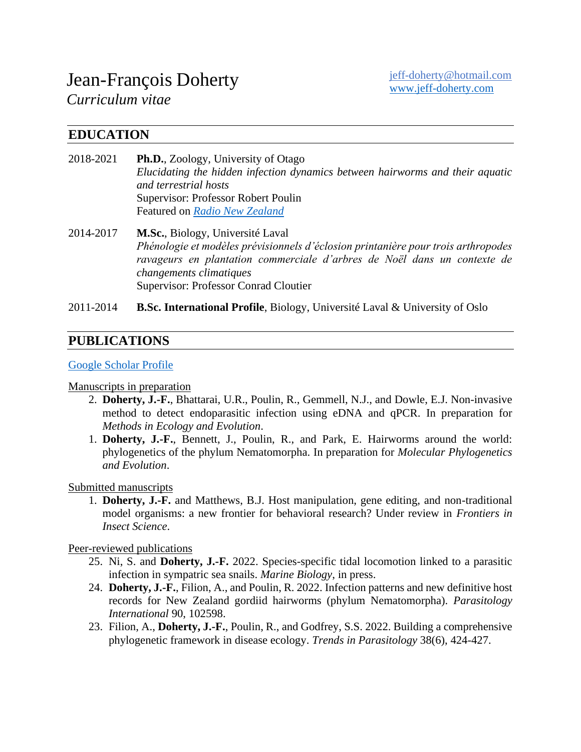# Jean-François Doherty

*Curriculum vitae*

jeff-doherty@hotmail.com
www.jeff-doherty.com

## EDUCATION

2018-2021 **Ph.D.**, Zoology, University of Otago
*Elucidating the hidden infection dynamics between hairworms and their aquatic and terrestrial hosts*
Supervisor: Professor Robert Poulin
Featured on *Radio New Zealand*

2014-2017 **M.Sc.**, Biology, Université Laval
*Phénologie et modèles prévisionnels d'éclosion printanière pour trois arthropodes ravageurs en plantation commerciale d'arbres de Noël dans un contexte de changements climatiques*
Supervisor: Professor Conrad Cloutier

2011-2014 **B.Sc. International Profile**, Biology, Université Laval & University of Oslo

## PUBLICATIONS

Google Scholar Profile

Manuscripts in preparation

2. **Doherty, J.-F.**, Bhattarai, U.R., Poulin, R., Gemmell, N.J., and Dowle, E.J. Non-invasive method to detect endoparasitic infection using eDNA and qPCR. In preparation for *Methods in Ecology and Evolution*.
1. **Doherty, J.-F.**, Bennett, J., Poulin, R., and Park, E. Hairworms around the world: phylogenetics of the phylum Nematomorpha. In preparation for *Molecular Phylogenetics and Evolution*.

Submitted manuscripts

1. **Doherty, J.-F.** and Matthews, B.J. Host manipulation, gene editing, and non-traditional model organisms: a new frontier for behavioral research? Under review in *Frontiers in Insect Science*.

Peer-reviewed publications

25. Ni, S. and **Doherty, J.-F.** 2022. Species-specific tidal locomotion linked to a parasitic infection in sympatric sea snails. *Marine Biology*, in press.
24. **Doherty, J.-F.**, Filion, A., and Poulin, R. 2022. Infection patterns and new definitive host records for New Zealand gordiid hairworms (phylum Nematomorpha). *Parasitology International* 90, 102598.
23. Filion, A., **Doherty, J.-F.**, Poulin, R., and Godfrey, S.S. 2022. Building a comprehensive phylogenetic framework in disease ecology. *Trends in Parasitology* 38(6), 424-427.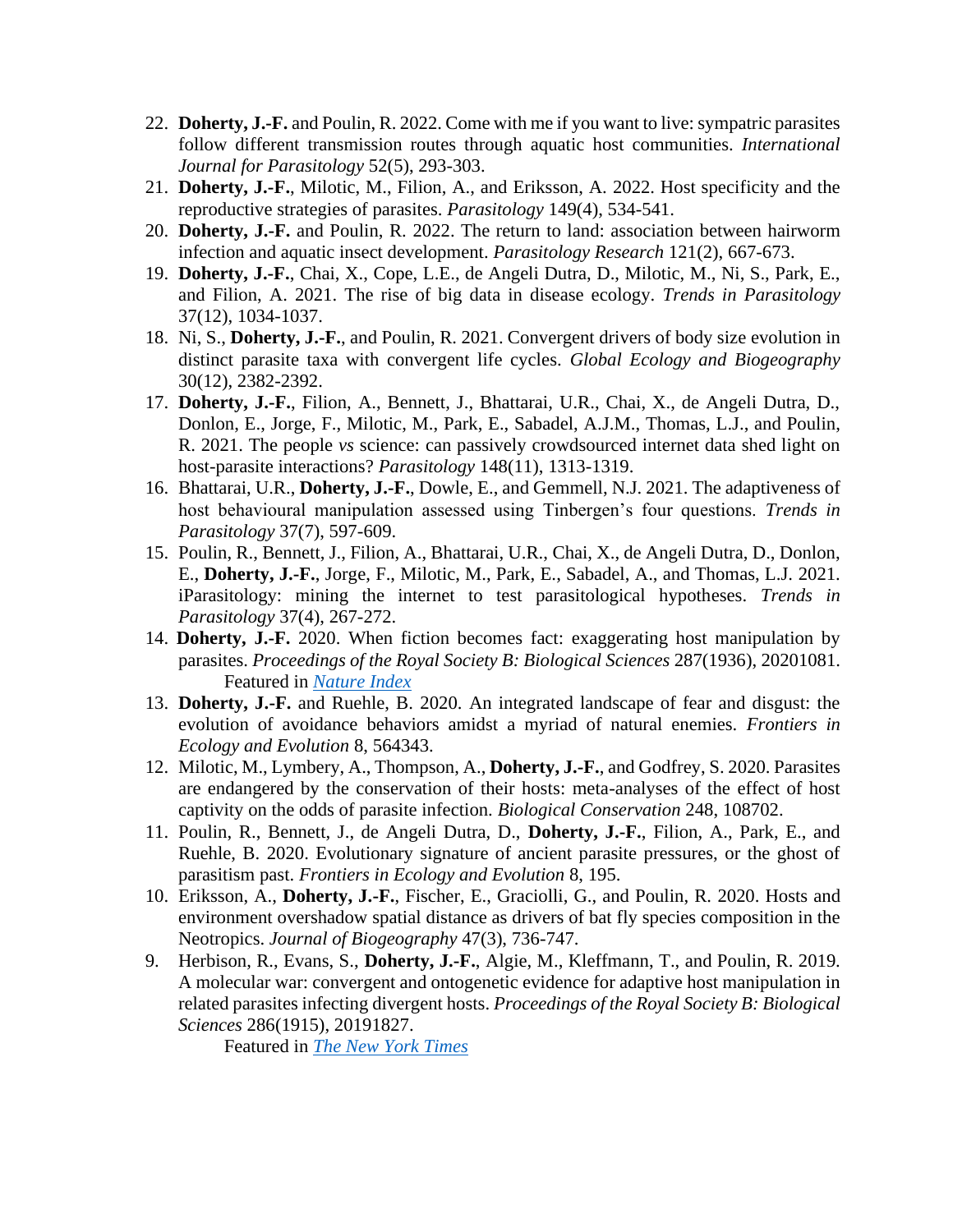22. **Doherty, J.-F.** and Poulin, R. 2022. Come with me if you want to live: sympatric parasites follow different transmission routes through aquatic host communities. *International Journal for Parasitology* 52(5), 293-303.
21. **Doherty, J.-F.**, Milotic, M., Filion, A., and Eriksson, A. 2022. Host specificity and the reproductive strategies of parasites. *Parasitology* 149(4), 534-541.
20. **Doherty, J.-F.** and Poulin, R. 2022. The return to land: association between hairworm infection and aquatic insect development. *Parasitology Research* 121(2), 667-673.
19. **Doherty, J.-F.**, Chai, X., Cope, L.E., de Angeli Dutra, D., Milotic, M., Ni, S., Park, E., and Filion, A. 2021. The rise of big data in disease ecology. *Trends in Parasitology* 37(12), 1034-1037.
18. Ni, S., **Doherty, J.-F.**, and Poulin, R. 2021. Convergent drivers of body size evolution in distinct parasite taxa with convergent life cycles. *Global Ecology and Biogeography* 30(12), 2382-2392.
17. **Doherty, J.-F.**, Filion, A., Bennett, J., Bhattarai, U.R., Chai, X., de Angeli Dutra, D., Donlon, E., Jorge, F., Milotic, M., Park, E., Sabadel, A.J.M., Thomas, L.J., and Poulin, R. 2021. The people *vs* science: can passively crowdsourced internet data shed light on host-parasite interactions? *Parasitology* 148(11), 1313-1319.
16. Bhattarai, U.R., **Doherty, J.-F.**, Dowle, E., and Gemmell, N.J. 2021. The adaptiveness of host behavioural manipulation assessed using Tinbergen's four questions. *Trends in Parasitology* 37(7), 597-609.
15. Poulin, R., Bennett, J., Filion, A., Bhattarai, U.R., Chai, X., de Angeli Dutra, D., Donlon, E., **Doherty, J.-F.**, Jorge, F., Milotic, M., Park, E., Sabadel, A., and Thomas, L.J. 2021. iParasitology: mining the internet to test parasitological hypotheses. *Trends in Parasitology* 37(4), 267-272.
14. **Doherty, J.-F.** 2020. When fiction becomes fact: exaggerating host manipulation by parasites. *Proceedings of the Royal Society B: Biological Sciences* 287(1936), 20201081.
    Featured in [*Nature Index*]
13. **Doherty, J.-F.** and Ruehle, B. 2020. An integrated landscape of fear and disgust: the evolution of avoidance behaviors amidst a myriad of natural enemies. *Frontiers in Ecology and Evolution* 8, 564343.
12. Milotic, M., Lymbery, A., Thompson, A., **Doherty, J.-F.**, and Godfrey, S. 2020. Parasites are endangered by the conservation of their hosts: meta-analyses of the effect of host captivity on the odds of parasite infection. *Biological Conservation* 248, 108702.
11. Poulin, R., Bennett, J., de Angeli Dutra, D., **Doherty, J.-F.**, Filion, A., Park, E., and Ruehle, B. 2020. Evolutionary signature of ancient parasite pressures, or the ghost of parasitism past. *Frontiers in Ecology and Evolution* 8, 195.
10. Eriksson, A., **Doherty, J.-F.**, Fischer, E., Graciolli, G., and Poulin, R. 2020. Hosts and environment overshadow spatial distance as drivers of bat fly species composition in the Neotropics. *Journal of Biogeography* 47(3), 736-747.
9. Herbison, R., Evans, S., **Doherty, J.-F.**, Algie, M., Kleffmann, T., and Poulin, R. 2019. A molecular war: convergent and ontogenetic evidence for adaptive host manipulation in related parasites infecting divergent hosts. *Proceedings of the Royal Society B: Biological Sciences* 286(1915), 20191827.
    Featured in [*The New York Times*]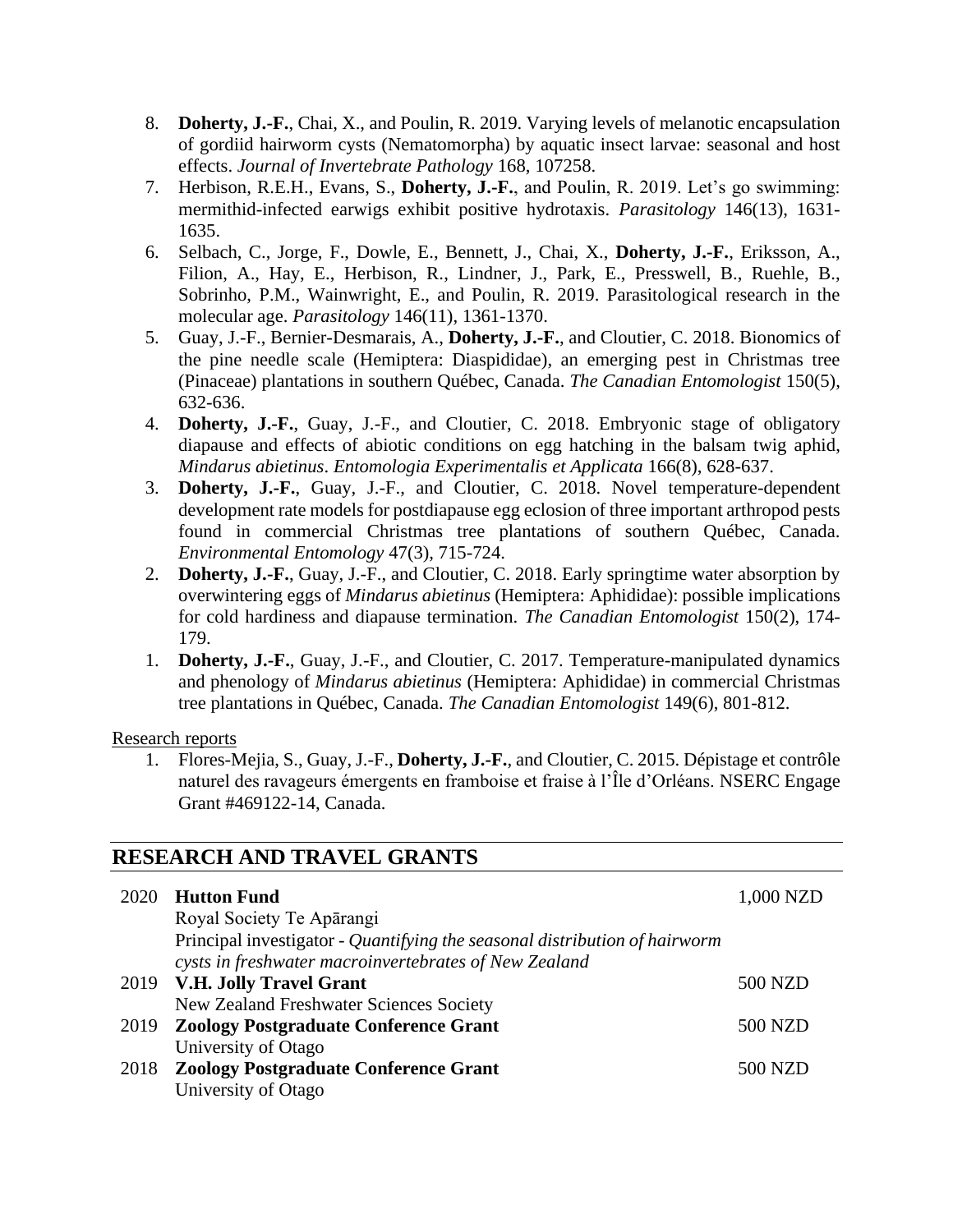8. **Doherty, J.-F.**, Chai, X., and Poulin, R. 2019. Varying levels of melanotic encapsulation of gordiid hairworm cysts (Nematomorpha) by aquatic insect larvae: seasonal and host effects. *Journal of Invertebrate Pathology* 168, 107258.
7. Herbison, R.E.H., Evans, S., **Doherty, J.-F.**, and Poulin, R. 2019. Let's go swimming: mermithid-infected earwigs exhibit positive hydrotaxis. *Parasitology* 146(13), 1631-1635.
6. Selbach, C., Jorge, F., Dowle, E., Bennett, J., Chai, X., **Doherty, J.-F.**, Eriksson, A., Filion, A., Hay, E., Herbison, R., Lindner, J., Park, E., Presswell, B., Ruehle, B., Sobrinho, P.M., Wainwright, E., and Poulin, R. 2019. Parasitological research in the molecular age. *Parasitology* 146(11), 1361-1370.
5. Guay, J.-F., Bernier-Desmarais, A., **Doherty, J.-F.**, and Cloutier, C. 2018. Bionomics of the pine needle scale (Hemiptera: Diaspididae), an emerging pest in Christmas tree (Pinaceae) plantations in southern Québec, Canada. *The Canadian Entomologist* 150(5), 632-636.
4. **Doherty, J.-F.**, Guay, J.-F., and Cloutier, C. 2018. Embryonic stage of obligatory diapause and effects of abiotic conditions on egg hatching in the balsam twig aphid, *Mindarus abietinus*. *Entomologia Experimentalis et Applicata* 166(8), 628-637.
3. **Doherty, J.-F.**, Guay, J.-F., and Cloutier, C. 2018. Novel temperature-dependent development rate models for postdiapause egg eclosion of three important arthropod pests found in commercial Christmas tree plantations of southern Québec, Canada. *Environmental Entomology* 47(3), 715-724.
2. **Doherty, J.-F.**, Guay, J.-F., and Cloutier, C. 2018. Early springtime water absorption by overwintering eggs of *Mindarus abietinus* (Hemiptera: Aphididae): possible implications for cold hardiness and diapause termination. *The Canadian Entomologist* 150(2), 174-179.
1. **Doherty, J.-F.**, Guay, J.-F., and Cloutier, C. 2017. Temperature-manipulated dynamics and phenology of *Mindarus abietinus* (Hemiptera: Aphididae) in commercial Christmas tree plantations in Québec, Canada. *The Canadian Entomologist* 149(6), 801-812.

Research reports

1. Flores-Mejia, S., Guay, J.-F., **Doherty, J.-F.**, and Cloutier, C. 2015. Dépistage et contrôle naturel des ravageurs émergents en framboise et fraise à l'Île d'Orléans. NSERC Engage Grant #469122-14, Canada.

## RESEARCH AND TRAVEL GRANTS

| | | |
|---|---|---|
| 2020 | **Hutton Fund**<br>Royal Society Te Apārangi<br>Principal investigator - *Quantifying the seasonal distribution of hairworm cysts in freshwater macroinvertebrates of New Zealand* | 1,000 NZD |
| 2019 | **V.H. Jolly Travel Grant**<br>New Zealand Freshwater Sciences Society | 500 NZD |
| 2019 | **Zoology Postgraduate Conference Grant**<br>University of Otago | 500 NZD |
| 2018 | **Zoology Postgraduate Conference Grant**<br>University of Otago | 500 NZD |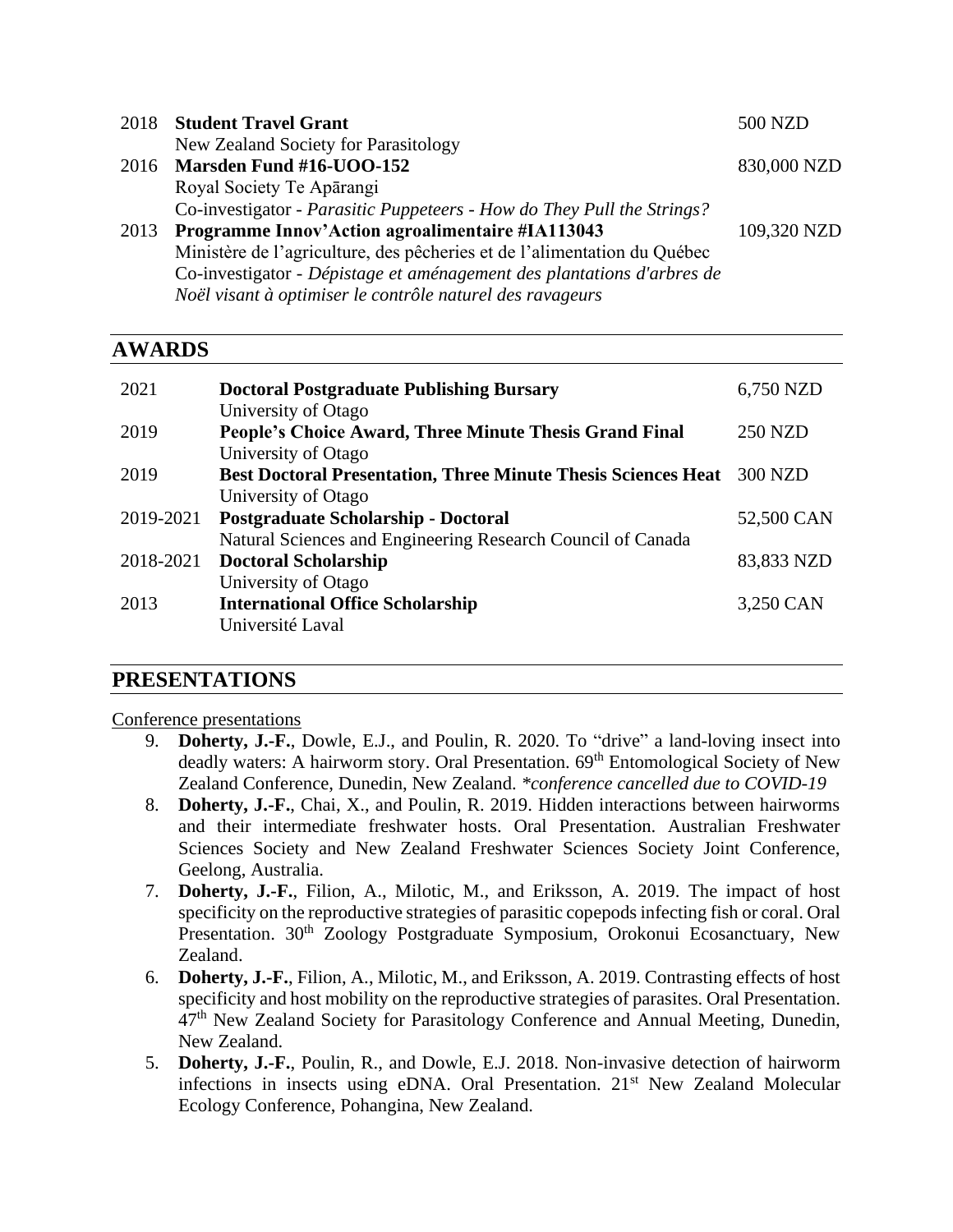| | | |
|---|---|---|
| 2018 | **Student Travel Grant**<br>New Zealand Society for Parasitology | 500 NZD |
| 2016 | **Marsden Fund #16-UOO-152**<br>Royal Society Te Apārangi<br>Co-investigator - *Parasitic Puppeteers - How do They Pull the Strings?* | 830,000 NZD |
| 2013 | **Programme Innov'Action agroalimentaire #IA113043**<br>Ministère de l'agriculture, des pêcheries et de l'alimentation du Québec<br>Co-investigator - *Dépistage et aménagement des plantations d'arbres de Noël visant à optimiser le contrôle naturel des ravageurs* | 109,320 NZD |

## AWARDS

| | | |
|---|---|---|
| 2021 | **Doctoral Postgraduate Publishing Bursary**<br>University of Otago | 6,750 NZD |
| 2019 | **People's Choice Award, Three Minute Thesis Grand Final**<br>University of Otago | 250 NZD |
| 2019 | **Best Doctoral Presentation, Three Minute Thesis Sciences Heat**<br>University of Otago | 300 NZD |
| 2019-2021 | **Postgraduate Scholarship - Doctoral**<br>Natural Sciences and Engineering Research Council of Canada | 52,500 CAN |
| 2018-2021 | **Doctoral Scholarship**<br>University of Otago | 83,833 NZD |
| 2013 | **International Office Scholarship**<br>Université Laval | 3,250 CAN |

## PRESENTATIONS

Conference presentations

9. **Doherty, J.-F.**, Dowle, E.J., and Poulin, R. 2020. To "drive" a land-loving insect into deadly waters: A hairworm story. Oral Presentation. 69th Entomological Society of New Zealand Conference, Dunedin, New Zealand. *\*conference cancelled due to COVID-19*
8. **Doherty, J.-F.**, Chai, X., and Poulin, R. 2019. Hidden interactions between hairworms and their intermediate freshwater hosts. Oral Presentation. Australian Freshwater Sciences Society and New Zealand Freshwater Sciences Society Joint Conference, Geelong, Australia.
7. **Doherty, J.-F.**, Filion, A., Milotic, M., and Eriksson, A. 2019. The impact of host specificity on the reproductive strategies of parasitic copepods infecting fish or coral. Oral Presentation. 30th Zoology Postgraduate Symposium, Orokonui Ecosanctuary, New Zealand.
6. **Doherty, J.-F.**, Filion, A., Milotic, M., and Eriksson, A. 2019. Contrasting effects of host specificity and host mobility on the reproductive strategies of parasites. Oral Presentation. 47th New Zealand Society for Parasitology Conference and Annual Meeting, Dunedin, New Zealand.
5. **Doherty, J.-F.**, Poulin, R., and Dowle, E.J. 2018. Non-invasive detection of hairworm infections in insects using eDNA. Oral Presentation. 21st New Zealand Molecular Ecology Conference, Pohangina, New Zealand.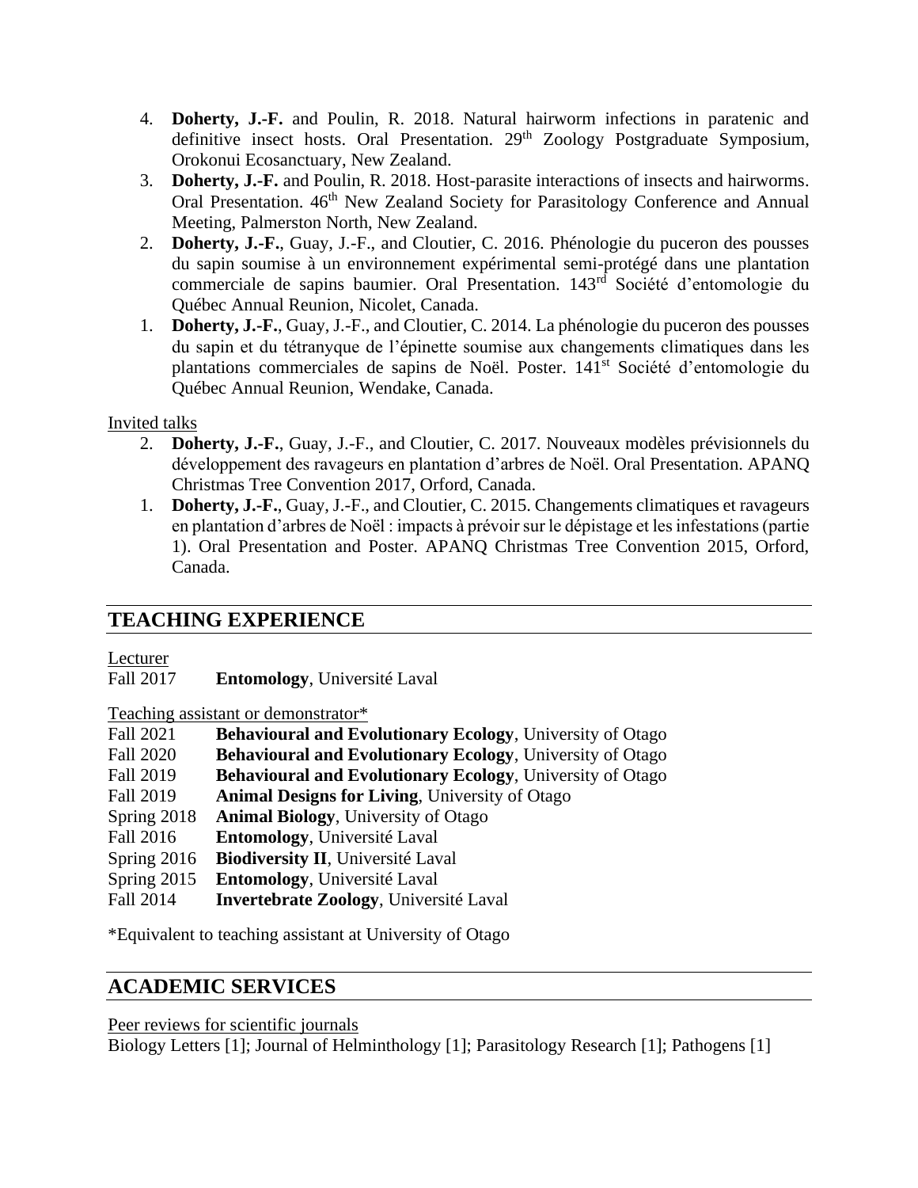4. **Doherty, J.-F.** and Poulin, R. 2018. Natural hairworm infections in paratenic and definitive insect hosts. Oral Presentation. 29th Zoology Postgraduate Symposium, Orokonui Ecosanctuary, New Zealand.
3. **Doherty, J.-F.** and Poulin, R. 2018. Host-parasite interactions of insects and hairworms. Oral Presentation. 46th New Zealand Society for Parasitology Conference and Annual Meeting, Palmerston North, New Zealand.
2. **Doherty, J.-F.**, Guay, J.-F., and Cloutier, C. 2016. Phénologie du puceron des pousses du sapin soumise à un environnement expérimental semi-protégé dans une plantation commerciale de sapins baumier. Oral Presentation. 143rd Société d'entomologie du Québec Annual Reunion, Nicolet, Canada.
1. **Doherty, J.-F.**, Guay, J.-F., and Cloutier, C. 2014. La phénologie du puceron des pousses du sapin et du tétranyque de l'épinette soumise aux changements climatiques dans les plantations commerciales de sapins de Noël. Poster. 141st Société d'entomologie du Québec Annual Reunion, Wendake, Canada.

Invited talks

2. **Doherty, J.-F.**, Guay, J.-F., and Cloutier, C. 2017. Nouveaux modèles prévisionnels du développement des ravageurs en plantation d'arbres de Noël. Oral Presentation. APANQ Christmas Tree Convention 2017, Orford, Canada.
1. **Doherty, J.-F.**, Guay, J.-F., and Cloutier, C. 2015. Changements climatiques et ravageurs en plantation d'arbres de Noël : impacts à prévoir sur le dépistage et les infestations (partie 1). Oral Presentation and Poster. APANQ Christmas Tree Convention 2015, Orford, Canada.

## TEACHING EXPERIENCE

Lecturer

Fall 2017 **Entomology**, Université Laval

Teaching assistant or demonstrator*

Fall 2021 **Behavioural and Evolutionary Ecology**, University of Otago
Fall 2020 **Behavioural and Evolutionary Ecology**, University of Otago
Fall 2019 **Behavioural and Evolutionary Ecology**, University of Otago
Fall 2019 **Animal Designs for Living**, University of Otago
Spring 2018 **Animal Biology**, University of Otago
Fall 2016 **Entomology**, Université Laval
Spring 2016 **Biodiversity II**, Université Laval
Spring 2015 **Entomology**, Université Laval
Fall 2014 **Invertebrate Zoology**, Université Laval

*Equivalent to teaching assistant at University of Otago

## ACADEMIC SERVICES

Peer reviews for scientific journals

Biology Letters [1]; Journal of Helminthology [1]; Parasitology Research [1]; Pathogens [1]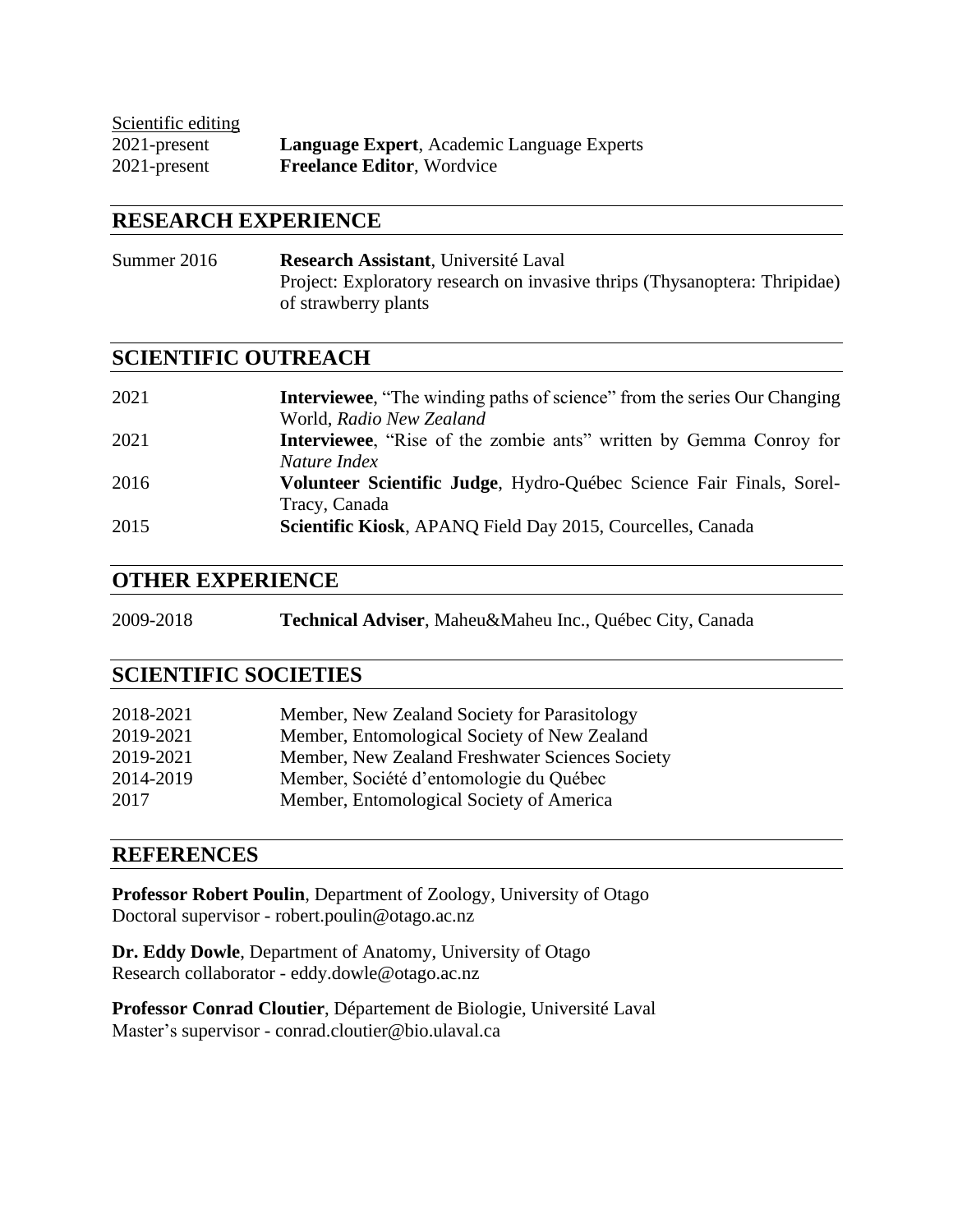<u>Scientific editing</u>

| | |
|---|---|
| 2021-present | **Language Expert**, Academic Language Experts |
| 2021-present | **Freelance Editor**, Wordvice |

## RESEARCH EXPERIENCE

| | |
|---|---|
| Summer 2016 | **Research Assistant**, Université Laval<br>Project: Exploratory research on invasive thrips (Thysanoptera: Thripidae) of strawberry plants |

## SCIENTIFIC OUTREACH

| | |
|---|---|
| 2021 | **Interviewee**, "The winding paths of science" from the series Our Changing World, *Radio New Zealand* |
| 2021 | **Interviewee**, "Rise of the zombie ants" written by Gemma Conroy for *Nature Index* |
| 2016 | **Volunteer Scientific Judge**, Hydro-Québec Science Fair Finals, Sorel-Tracy, Canada |
| 2015 | **Scientific Kiosk**, APANQ Field Day 2015, Courcelles, Canada |

## OTHER EXPERIENCE

| | |
|---|---|
| 2009-2018 | **Technical Adviser**, Maheu&Maheu Inc., Québec City, Canada |

## SCIENTIFIC SOCIETIES

| | |
|---|---|
| 2018-2021 | Member, New Zealand Society for Parasitology |
| 2019-2021 | Member, Entomological Society of New Zealand |
| 2019-2021 | Member, New Zealand Freshwater Sciences Society |
| 2014-2019 | Member, Société d'entomologie du Québec |
| 2017 | Member, Entomological Society of America |

## REFERENCES

**Professor Robert Poulin**, Department of Zoology, University of Otago
Doctoral supervisor - robert.poulin@otago.ac.nz

**Dr. Eddy Dowle**, Department of Anatomy, University of Otago
Research collaborator - eddy.dowle@otago.ac.nz

**Professor Conrad Cloutier**, Département de Biologie, Université Laval
Master's supervisor - conrad.cloutier@bio.ulaval.ca